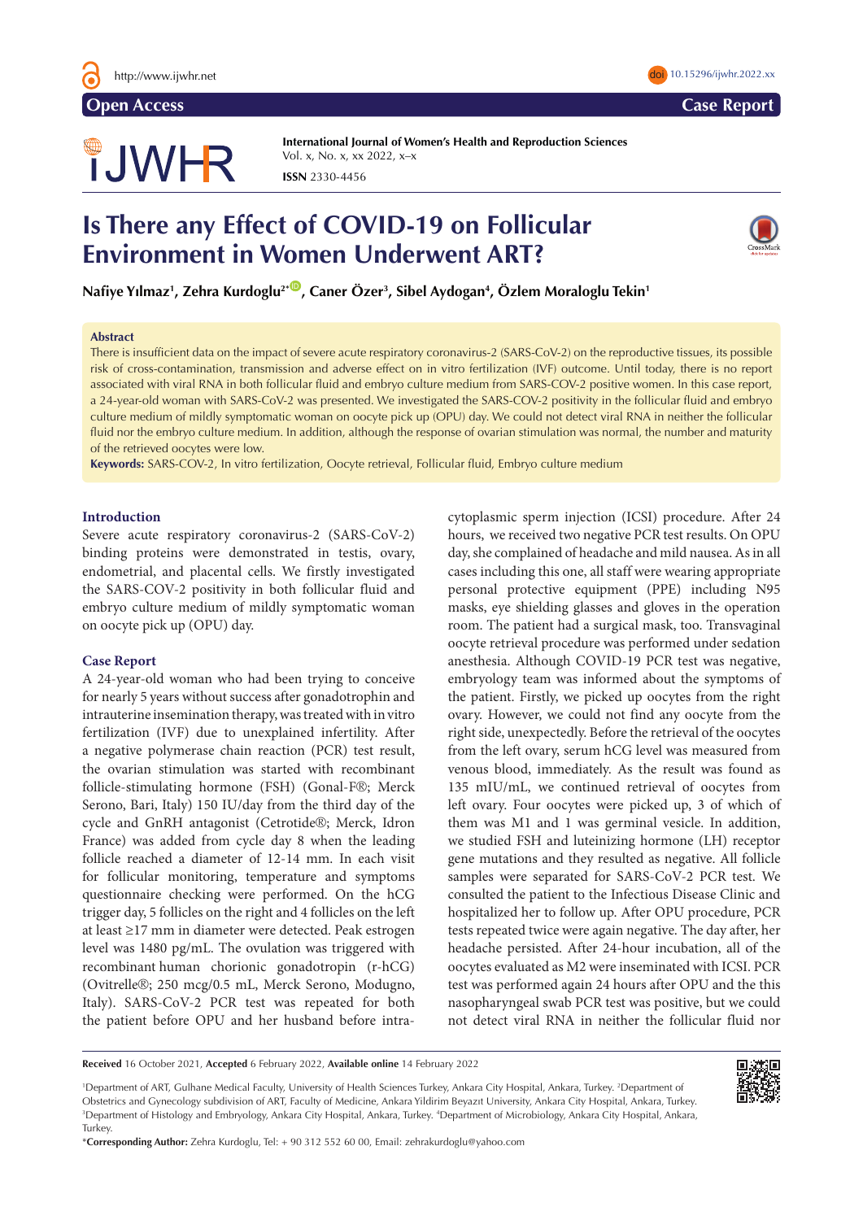Open Access | Case Report

International Journal of Women's Health and Reproduction Sciences
ISSN 2330-4456

# Is There any Effect of COVID-19 on Follicular Environment in Women Underwent ART?

**Nafiye Yılmaz[1], Zehra Kurdoglu[2*], Caner Özer[3], Sibel Aydogan[4], Özlem Moraloglu Tekin[1]**

## Abstract

There is insufficient data on the impact of severe acute respiratory coronavirus-2 (SARS-CoV-2) on the reproductive tissues, its possible risk of cross-contamination, transmission and adverse effect on in vitro fertilization (IVF) outcome. Until today, there is no report associated with viral RNA in both follicular fluid and embryo culture medium from SARS-COV-2 positive women. In this case report, a 24-year-old woman with SARS-CoV-2 was presented. We investigated the SARS-COV-2 positivity in the follicular fluid and embryo culture medium of mildly symptomatic woman on oocyte pick up (OPU) day. We could not detect viral RNA in neither the follicular fluid nor the embryo culture medium. In addition, although the response of ovarian stimulation was normal, the number and maturity of the retrieved oocytes were low.

**Keywords:** SARS-COV-2, In vitro fertilization, Oocyte retrieval, Follicular fluid, Embryo culture medium

## Introduction

Severe acute respiratory coronavirus-2 (SARS-CoV-2) binding proteins were demonstrated in testis, ovary, endometrial, and placental cells. We firstly investigated the SARS-COV-2 positivity in both follicular fluid and embryo culture medium of mildly symptomatic woman on oocyte pick up (OPU) day.

## Case Report

A 24-year-old woman who had been trying to conceive for nearly 5 years without success after gonadotrophin and intrauterine insemination therapy, was treated with in vitro fertilization (IVF) due to unexplained infertility. After a negative polymerase chain reaction (PCR) test result, the ovarian stimulation was started with recombinant follicle-stimulating hormone (FSH) (Gonal-F®; Merck Serono, Bari, Italy) 150 IU/day from the third day of the cycle and GnRH antagonist (Cetrotide®; Merck, Idron France) was added from cycle day 8 when the leading follicle reached a diameter of 12-14 mm. In each visit for follicular monitoring, temperature and symptoms questionnaire checking were performed. On the hCG trigger day, 5 follicles on the right and 4 follicles on the left at least ≥17 mm in diameter were detected. Peak estrogen level was 1480 pg/mL. The ovulation was triggered with recombinant human chorionic gonadotropin (r-hCG) (Ovitrelle®; 250 mcg/0.5 mL, Merck Serono, Modugno, Italy). SARS-CoV-2 PCR test was repeated for both the patient before OPU and her husband before intracytoplasmic sperm injection (ICSI) procedure. After 24 hours, we received two negative PCR test results. On OPU day, she complained of headache and mild nausea. As in all cases including this one, all staff were wearing appropriate personal protective equipment (PPE) including N95 masks, eye shielding glasses and gloves in the operation room. The patient had a surgical mask, too. Transvaginal oocyte retrieval procedure was performed under sedation anesthesia. Although COVID-19 PCR test was negative, embryology team was informed about the symptoms of the patient. Firstly, we picked up oocytes from the right ovary. However, we could not find any oocyte from the right side, unexpectedly. Before the retrieval of the oocytes from the left ovary, serum hCG level was measured from venous blood, immediately. As the result was found as 135 mIU/mL, we continued retrieval of oocytes from left ovary. Four oocytes were picked up, 3 of which of them was M1 and 1 was germinal vesicle. In addition, we studied FSH and luteinizing hormone (LH) receptor gene mutations and they resulted as negative. All follicle samples were separated for SARS-CoV-2 PCR test. We consulted the patient to the Infectious Disease Clinic and hospitalized her to follow up. After OPU procedure, PCR tests repeated twice were again negative. The day after, her headache persisted. After 24-hour incubation, all of the oocytes evaluated as M2 were inseminated with ICSI. PCR test was performed again 24 hours after OPU and the this nasopharyngeal swab PCR test was positive, but we could not detect viral RNA in neither the follicular fluid nor

**Received** 16 October 2021, **Accepted** 6 February 2022, **Available online** 14 February 2022

[1]Department of ART, Gulhane Medical Faculty, University of Health Sciences Turkey, Ankara City Hospital, Ankara, Turkey. [2]Department of Obstetrics and Gynecology subdivision of ART, Faculty of Medicine, Ankara Yildirim Beyazıt University, Ankara City Hospital, Ankara, Turkey. [3]Department of Histology and Embryology, Ankara City Hospital, Ankara, Turkey. [4]Department of Microbiology, Ankara City Hospital, Ankara, Turkey.

*__Corresponding Author:__ Zehra Kurdoglu, Tel: + 90 312 552 60 00, Email: zehrakurdoglu@yahoo.com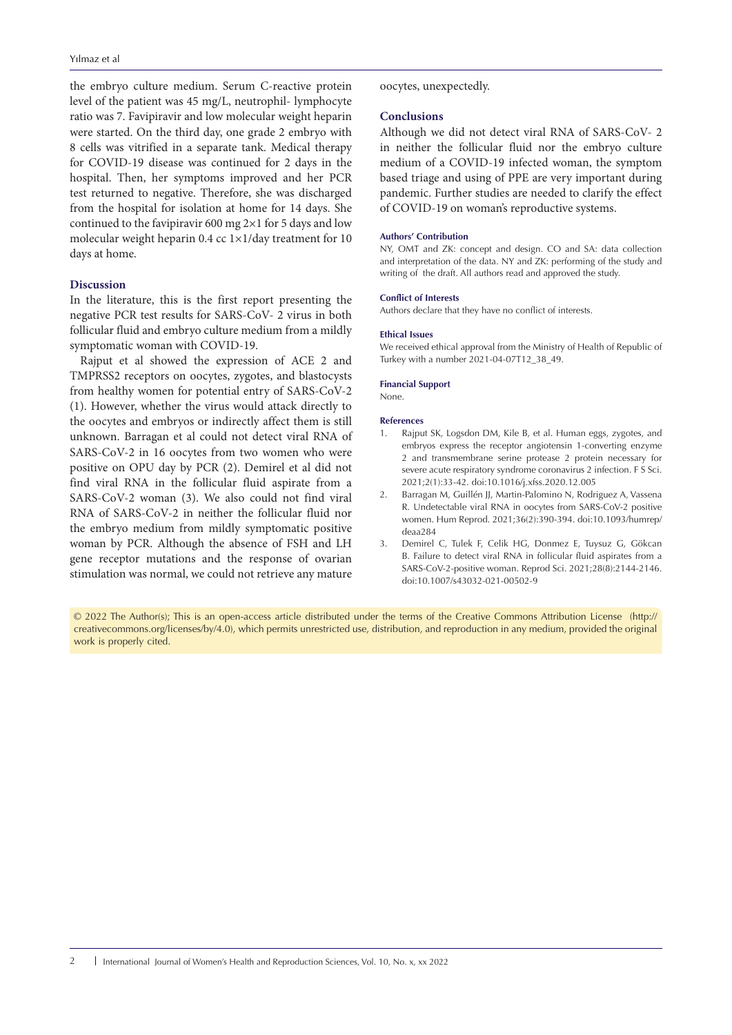the embryo culture medium. Serum C-reactive protein level of the patient was 45 mg/L, neutrophil- lymphocyte ratio was 7. Favipiravir and low molecular weight heparin were started. On the third day, one grade 2 embryo with 8 cells was vitrified in a separate tank. Medical therapy for COVID-19 disease was continued for 2 days in the hospital. Then, her symptoms improved and her PCR test returned to negative. Therefore, she was discharged from the hospital for isolation at home for 14 days. She continued to the favipiravir 600 mg 2×1 for 5 days and low molecular weight heparin 0.4 cc 1×1/day treatment for 10 days at home.

## Discussion

In the literature, this is the first report presenting the negative PCR test results for SARS-CoV- 2 virus in both follicular fluid and embryo culture medium from a mildly symptomatic woman with COVID-19.

Rajput et al showed the expression of ACE 2 and TMPRSS2 receptors on oocytes, zygotes, and blastocysts from healthy women for potential entry of SARS-CoV-2 (1). However, whether the virus would attack directly to the oocytes and embryos or indirectly affect them is still unknown. Barragan et al could not detect viral RNA of SARS-CoV-2 in 16 oocytes from two women who were positive on OPU day by PCR (2). Demirel et al did not find viral RNA in the follicular fluid aspirate from a SARS-CoV-2 woman (3). We also could not find viral RNA of SARS-CoV-2 in neither the follicular fluid nor the embryo medium from mildly symptomatic positive woman by PCR. Although the absence of FSH and LH gene receptor mutations and the response of ovarian stimulation was normal, we could not retrieve any mature oocytes, unexpectedly.

## Conclusions

Although we did not detect viral RNA of SARS-CoV- 2 in neither the follicular fluid nor the embryo culture medium of a COVID-19 infected woman, the symptom based triage and using of PPE are very important during pandemic. Further studies are needed to clarify the effect of COVID-19 on woman's reproductive systems.

### Authors' Contribution

NY, OMT and ZK: concept and design. CO and SA: data collection and interpretation of the data. NY and ZK: performing of the study and writing of the draft. All authors read and approved the study.

### Conflict of Interests

Authors declare that they have no conflict of interests.

### Ethical Issues

We received ethical approval from the Ministry of Health of Republic of Turkey with a number 2021-04-07T12_38_49.

### Financial Support

None.

### References

1. Rajput SK, Logsdon DM, Kile B, et al. Human eggs, zygotes, and embryos express the receptor angiotensin 1-converting enzyme 2 and transmembrane serine protease 2 protein necessary for severe acute respiratory syndrome coronavirus 2 infection. F S Sci. 2021;2(1):33-42. doi:10.1016/j.xfss.2020.12.005
2. Barragan M, Guillén JJ, Martin-Palomino N, Rodriguez A, Vassena R. Undetectable viral RNA in oocytes from SARS-CoV-2 positive women. Hum Reprod. 2021;36(2):390-394. doi:10.1093/humrep/deaa284
3. Demirel C, Tulek F, Celik HG, Donmez E, Tuysuz G, Gökcan B. Failure to detect viral RNA in follicular fluid aspirates from a SARS-CoV-2-positive woman. Reprod Sci. 2021;28(8):2144-2146. doi:10.1007/s43032-021-00502-9

© 2022 The Author(s); This is an open-access article distributed under the terms of the Creative Commons Attribution License (http://creativecommons.org/licenses/by/4.0), which permits unrestricted use, distribution, and reproduction in any medium, provided the original work is properly cited.